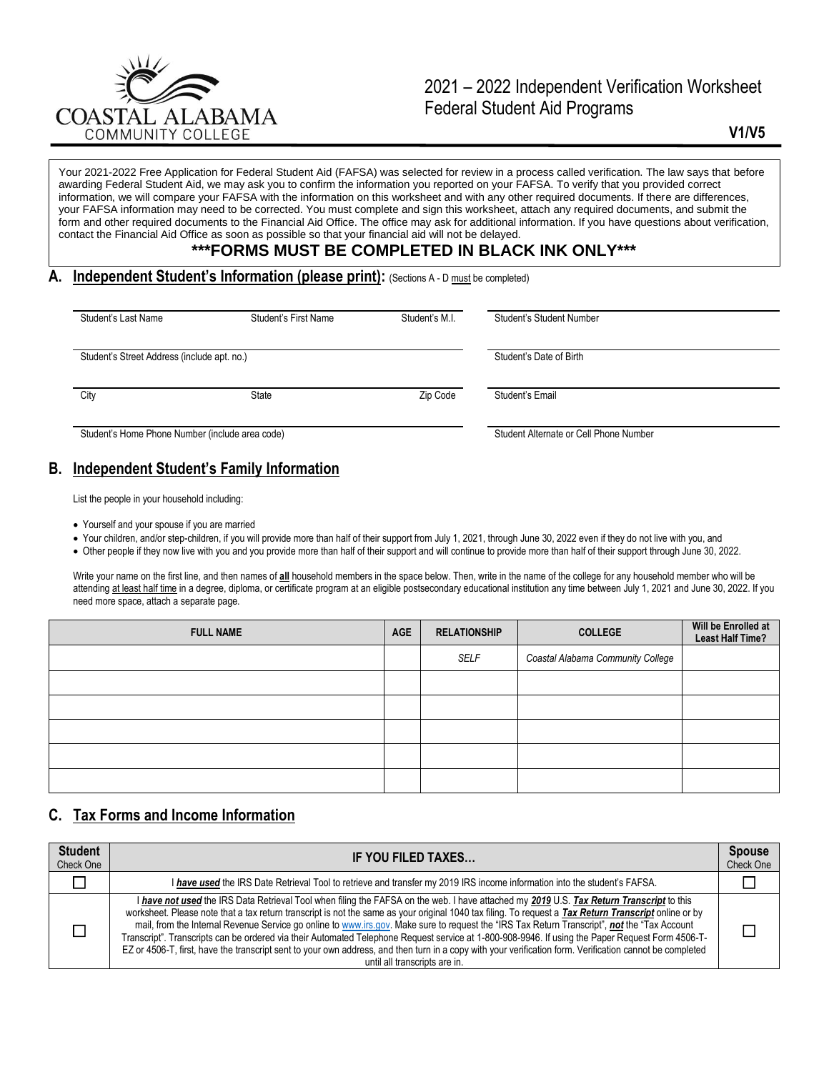COASTAL ALABAMA COMMUNITY COLLEGE

# 2021 – 2022 Independent Verification Worksheet
# Federal Student Aid Programs

**V1/V5**

Your 2021-2022 Free Application for Federal Student Aid (FAFSA) was selected for review in a process called verification. The law says that before awarding Federal Student Aid, we may ask you to confirm the information you reported on your FAFSA. To verify that you provided correct information, we will compare your FAFSA with the information on this worksheet and with any other required documents. If there are differences, your FAFSA information may need to be corrected. You must complete and sign this worksheet, attach any required documents, and submit the form and other required documents to the Financial Aid Office. The office may ask for additional information. If you have questions about verification, contact the Financial Aid Office as soon as possible so that your financial aid will not be delayed.

**\*\*\*FORMS MUST BE COMPLETED IN BLACK INK ONLY\*\*\***

## A. Independent Student's Information (please print): (Sections A - D must be completed)

| | | | |
|---|---|---|---|
| Student's Last Name | Student's First Name | Student's M.I. | Student's Student Number |
| Student's Street Address (include apt. no.) | | | Student's Date of Birth |
| City | State | Zip Code | Student's Email |
| Student's Home Phone Number (include area code) | | | Student Alternate or Cell Phone Number |

## B. Independent Student's Family Information

List the people in your household including:

- Yourself and your spouse if you are married
- Your children, and/or step-children, if you will provide more than half of their support from July 1, 2021, through June 30, 2022 even if they do not live with you, and
- Other people if they now live with you and you provide more than half of their support and will continue to provide more than half of their support through June 30, 2022.

Write your name on the first line, and then names of **all** household members in the space below. Then, write in the name of the college for any household member who will be attending at least half time in a degree, diploma, or certificate program at an eligible postsecondary educational institution any time between July 1, 2021 and June 30, 2022. If you need more space, attach a separate page.

| FULL NAME | AGE | RELATIONSHIP | COLLEGE | Will be Enrolled at Least Half Time? |
|---|---|---|---|---|
| | | *SELF* | *Coastal Alabama Community College* | |
| | | | | |
| | | | | |
| | | | | |
| | | | | |
| | | | | |

## C. Tax Forms and Income Information

| Student Check One | IF YOU FILED TAXES… | Spouse Check One |
|---|---|---|
| ☐ | I ***have used*** the IRS Date Retrieval Tool to retrieve and transfer my 2019 IRS income information into the student's FAFSA. | ☐ |
| ☐ | I ***have not used*** the IRS Data Retrieval Tool when filing the FAFSA on the web. I have attached my ***2019*** U.S. ***Tax Return Transcript*** to this worksheet. Please note that a tax return transcript is not the same as your original 1040 tax filing. To request a ***Tax Return Transcript*** online or by mail, from the Internal Revenue Service go online to www.irs.gov. Make sure to request the "IRS Tax Return Transcript", ***not*** the "Tax Account Transcript". Transcripts can be ordered via their Automated Telephone Request service at 1-800-908-9946. If using the Paper Request Form 4506-T-EZ or 4506-T, first, have the transcript sent to your own address, and then turn in a copy with your verification form. Verification cannot be completed until all transcripts are in. | ☐ |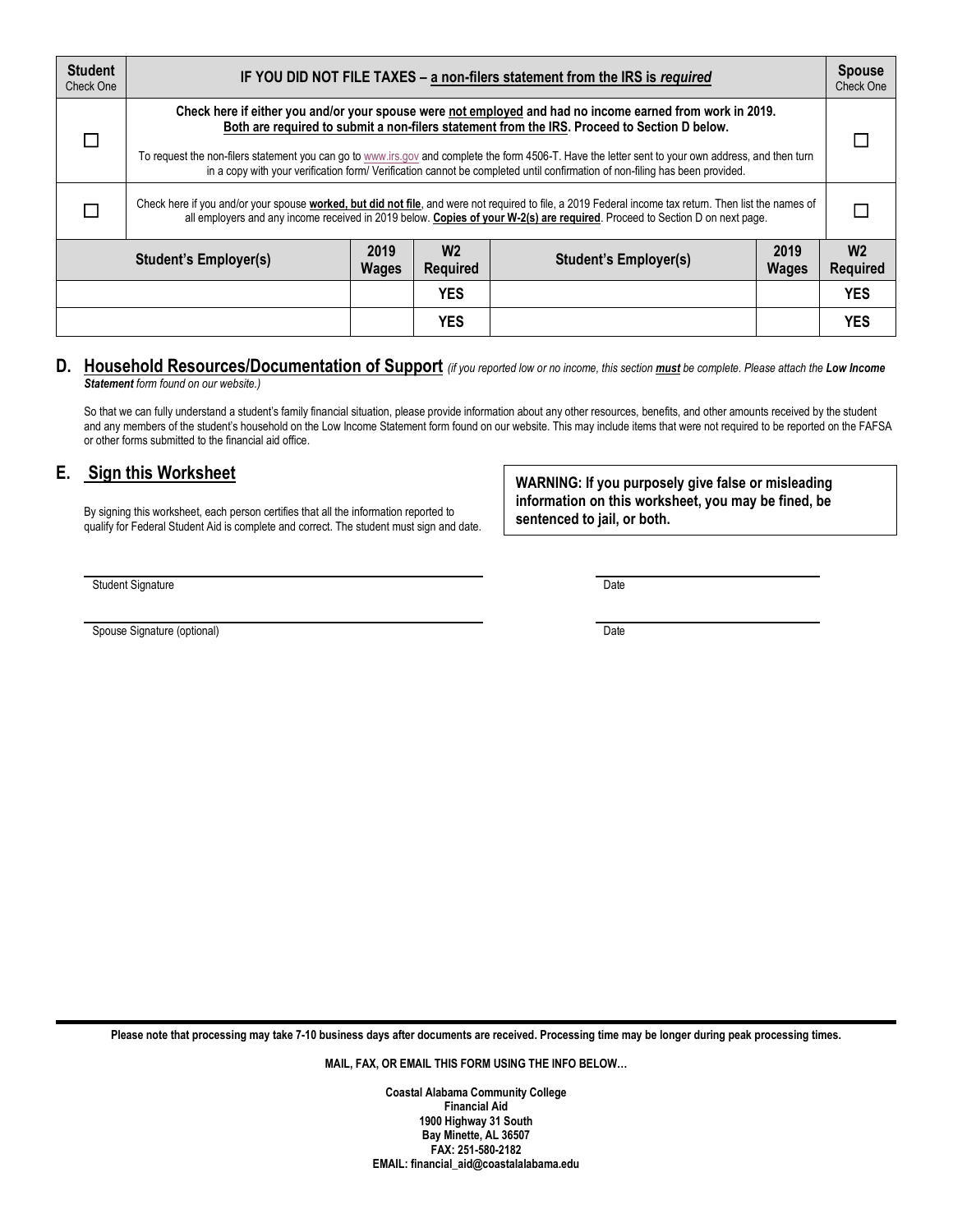| Student Check One | IF YOU DID NOT FILE TAXES – <u>a non-filers statement from the IRS is *required*</u> | | | | | Spouse Check One |
|---|---|---|---|---|---|---|
| ☐ | **Check here if either you and/or your spouse were <u>not employed</u> and had no income earned from work in 2019. <u>Both are required to submit a non-filers statement from the IRS</u>. Proceed to Section D below.** To request the non-filers statement you can go to www.irs.gov and complete the form 4506-T. Have the letter sent to your own address, and then turn in a copy with your verification form/ Verification cannot be completed until confirmation of non-filing has been provided. | | | | | ☐ |
| ☐ | Check here if you and/or your spouse **<u>worked, but did not file</u>**, and were not required to file, a 2019 Federal income tax return. Then list the names of all employers and any income received in 2019 below. **<u>Copies of your W-2(s) are required</u>**. Proceed to Section D on next page. | | | | | ☐ |
| **Student's Employer(s)** | | **2019 Wages** | **W2 Required** | **Student's Employer(s)** | **2019 Wages** | **W2 Required** |
| | | | **YES** | | | **YES** |
| | | | **YES** | | | **YES** |

## D. <u>Household Resources/Documentation of Support</u> *(if you reported low or no income, this section **<u>must</u>** be complete. Please attach the **Low Income Statement** form found on our website.)*

So that we can fully understand a student's family financial situation, please provide information about any other resources, benefits, and other amounts received by the student and any members of the student's household on the Low Income Statement form found on our website. This may include items that were not required to be reported on the FAFSA or other forms submitted to the financial aid office.

## E. <u>Sign this Worksheet</u>

By signing this worksheet, each person certifies that all the information reported to qualify for Federal Student Aid is complete and correct. The student must sign and date.

**WARNING: If you purposely give false or misleading information on this worksheet, you may be fined, be sentenced to jail, or both.**

Student Signature ______________________ Date ____________

Spouse Signature (optional) ______________________ Date ____________

**Please note that processing may take 7-10 business days after documents are received. Processing time may be longer during peak processing times.**

**MAIL, FAX, OR EMAIL THIS FORM USING THE INFO BELOW…**

**Coastal Alabama Community College**
**Financial Aid**
**1900 Highway 31 South**
**Bay Minette, AL 36507**
**FAX: 251-580-2182**
**EMAIL: financial_aid@coastalalabama.edu**